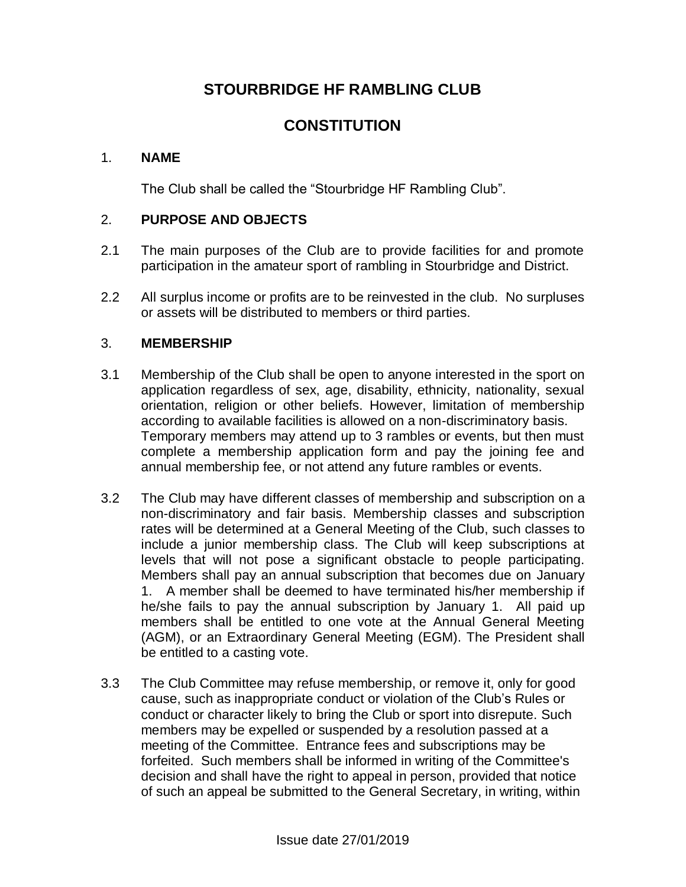# STOURBRIDGE HF RAMBLING CLUB

# CONSTITUTION

## 1. NAME

The Club shall be called the "Stourbridge HF Rambling Club".

## 2. PURPOSE AND OBJECTS

2.1 The main purposes of the Club are to provide facilities for and promote participation in the amateur sport of rambling in Stourbridge and District.

2.2 All surplus income or profits are to be reinvested in the club. No surpluses or assets will be distributed to members or third parties.

## 3. MEMBERSHIP

3.1 Membership of the Club shall be open to anyone interested in the sport on application regardless of sex, age, disability, ethnicity, nationality, sexual orientation, religion or other beliefs. However, limitation of membership according to available facilities is allowed on a non-discriminatory basis. Temporary members may attend up to 3 rambles or events, but then must complete a membership application form and pay the joining fee and annual membership fee, or not attend any future rambles or events.

3.2 The Club may have different classes of membership and subscription on a non-discriminatory and fair basis. Membership classes and subscription rates will be determined at a General Meeting of the Club, such classes to include a junior membership class. The Club will keep subscriptions at levels that will not pose a significant obstacle to people participating. Members shall pay an annual subscription that becomes due on January 1. A member shall be deemed to have terminated his/her membership if he/she fails to pay the annual subscription by January 1. All paid up members shall be entitled to one vote at the Annual General Meeting (AGM), or an Extraordinary General Meeting (EGM). The President shall be entitled to a casting vote.

3.3 The Club Committee may refuse membership, or remove it, only for good cause, such as inappropriate conduct or violation of the Club's Rules or conduct or character likely to bring the Club or sport into disrepute. Such members may be expelled or suspended by a resolution passed at a meeting of the Committee. Entrance fees and subscriptions may be forfeited. Such members shall be informed in writing of the Committee's decision and shall have the right to appeal in person, provided that notice of such an appeal be submitted to the General Secretary, in writing, within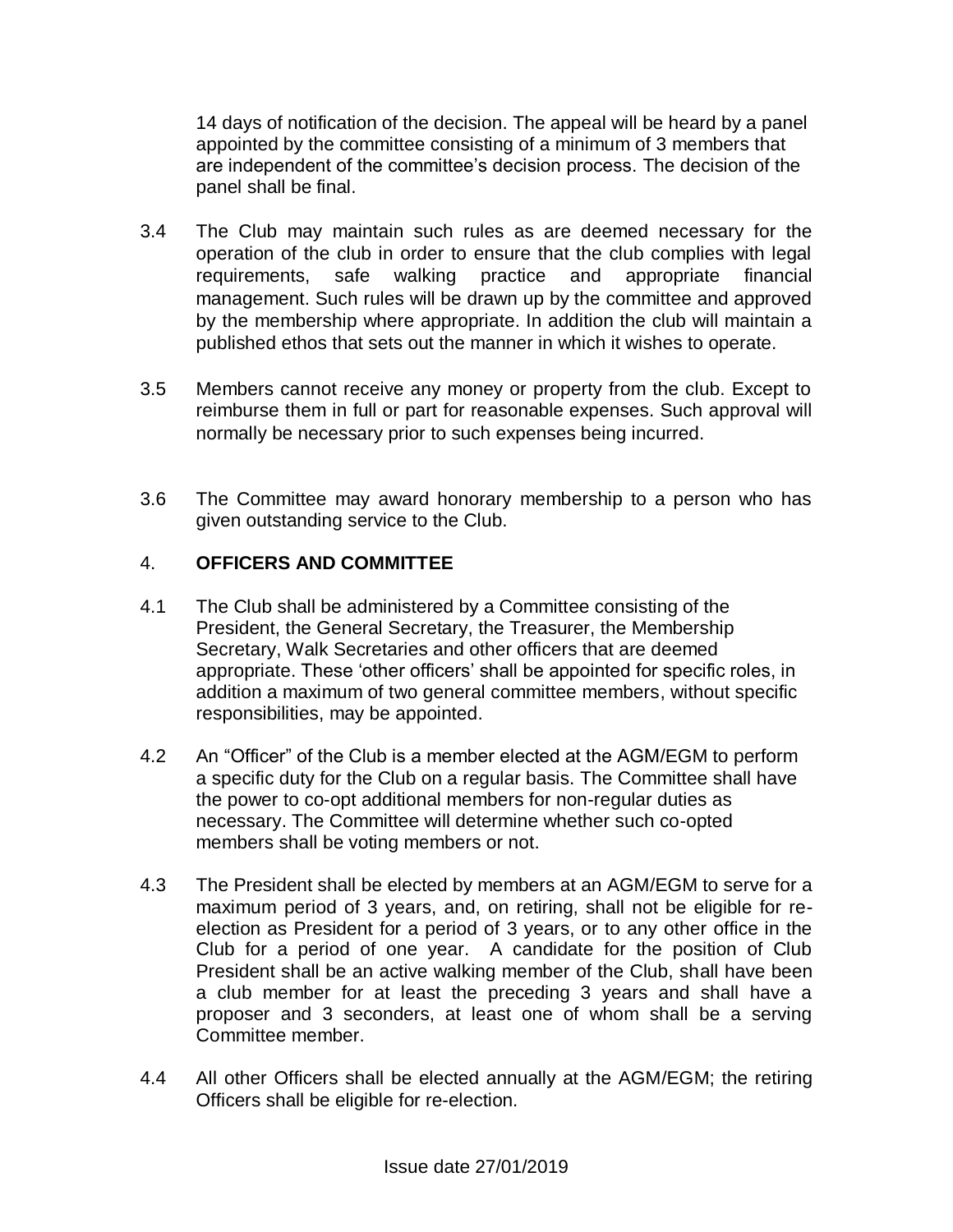14 days of notification of the decision. The appeal will be heard by a panel appointed by the committee consisting of a minimum of 3 members that are independent of the committee's decision process. The decision of the panel shall be final.

3.4 The Club may maintain such rules as are deemed necessary for the operation of the club in order to ensure that the club complies with legal requirements, safe walking practice and appropriate financial management. Such rules will be drawn up by the committee and approved by the membership where appropriate. In addition the club will maintain a published ethos that sets out the manner in which it wishes to operate.

3.5 Members cannot receive any money or property from the club. Except to reimburse them in full or part for reasonable expenses. Such approval will normally be necessary prior to such expenses being incurred.

3.6 The Committee may award honorary membership to a person who has given outstanding service to the Club.

## 4. **OFFICERS AND COMMITTEE**

4.1 The Club shall be administered by a Committee consisting of the President, the General Secretary, the Treasurer, the Membership Secretary, Walk Secretaries and other officers that are deemed appropriate. These 'other officers' shall be appointed for specific roles, in addition a maximum of two general committee members, without specific responsibilities, may be appointed.

4.2 An "Officer" of the Club is a member elected at the AGM/EGM to perform a specific duty for the Club on a regular basis. The Committee shall have the power to co-opt additional members for non-regular duties as necessary. The Committee will determine whether such co-opted members shall be voting members or not.

4.3 The President shall be elected by members at an AGM/EGM to serve for a maximum period of 3 years, and, on retiring, shall not be eligible for re-election as President for a period of 3 years, or to any other office in the Club for a period of one year. A candidate for the position of Club President shall be an active walking member of the Club, shall have been a club member for at least the preceding 3 years and shall have a proposer and 3 seconders, at least one of whom shall be a serving Committee member.

4.4 All other Officers shall be elected annually at the AGM/EGM; the retiring Officers shall be eligible for re-election.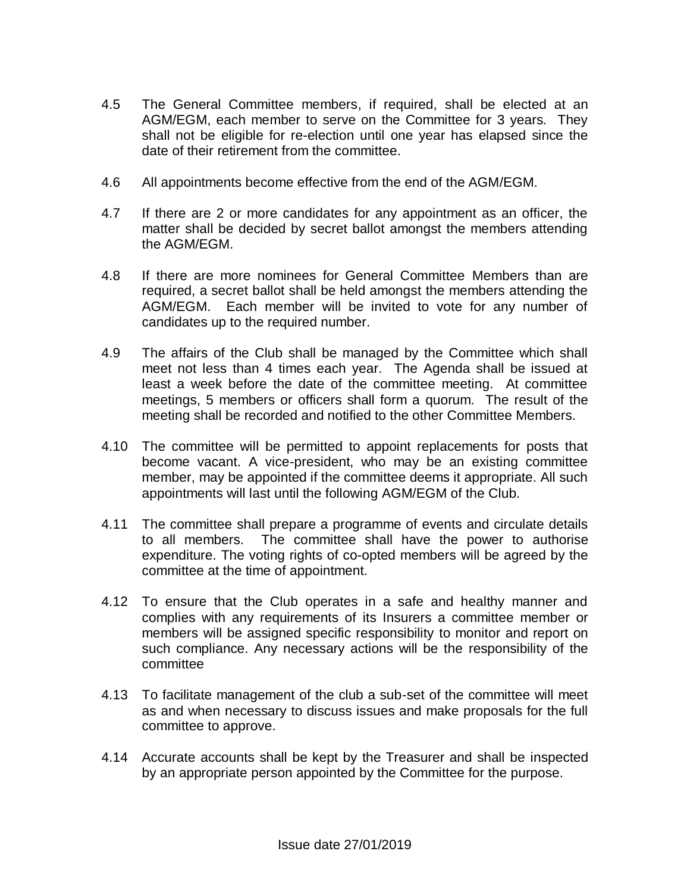4.5 The General Committee members, if required, shall be elected at an AGM/EGM, each member to serve on the Committee for 3 years. They shall not be eligible for re-election until one year has elapsed since the date of their retirement from the committee.

4.6 All appointments become effective from the end of the AGM/EGM.

4.7 If there are 2 or more candidates for any appointment as an officer, the matter shall be decided by secret ballot amongst the members attending the AGM/EGM.

4.8 If there are more nominees for General Committee Members than are required, a secret ballot shall be held amongst the members attending the AGM/EGM. Each member will be invited to vote for any number of candidates up to the required number.

4.9 The affairs of the Club shall be managed by the Committee which shall meet not less than 4 times each year. The Agenda shall be issued at least a week before the date of the committee meeting. At committee meetings, 5 members or officers shall form a quorum. The result of the meeting shall be recorded and notified to the other Committee Members.

4.10 The committee will be permitted to appoint replacements for posts that become vacant. A vice-president, who may be an existing committee member, may be appointed if the committee deems it appropriate. All such appointments will last until the following AGM/EGM of the Club.

4.11 The committee shall prepare a programme of events and circulate details to all members. The committee shall have the power to authorise expenditure. The voting rights of co-opted members will be agreed by the committee at the time of appointment.

4.12 To ensure that the Club operates in a safe and healthy manner and complies with any requirements of its Insurers a committee member or members will be assigned specific responsibility to monitor and report on such compliance. Any necessary actions will be the responsibility of the committee

4.13 To facilitate management of the club a sub-set of the committee will meet as and when necessary to discuss issues and make proposals for the full committee to approve.

4.14 Accurate accounts shall be kept by the Treasurer and shall be inspected by an appropriate person appointed by the Committee for the purpose.

Issue date 27/01/2019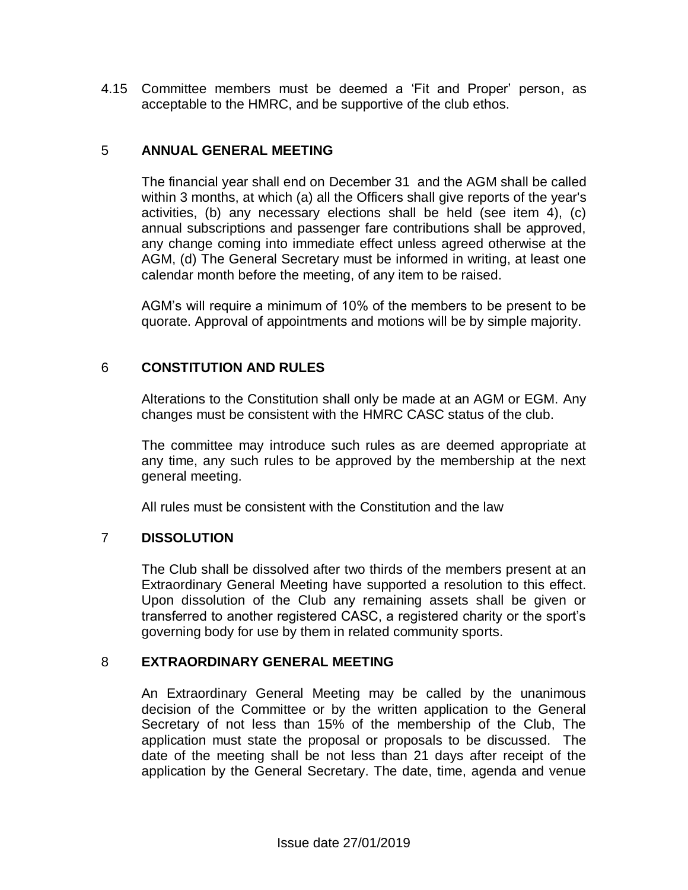4.15 Committee members must be deemed a 'Fit and Proper' person, as acceptable to the HMRC, and be supportive of the club ethos.

## 5 ANNUAL GENERAL MEETING

The financial year shall end on December 31 and the AGM shall be called within 3 months, at which (a) all the Officers shall give reports of the year's activities, (b) any necessary elections shall be held (see item 4), (c) annual subscriptions and passenger fare contributions shall be approved, any change coming into immediate effect unless agreed otherwise at the AGM, (d) The General Secretary must be informed in writing, at least one calendar month before the meeting, of any item to be raised.

AGM's will require a minimum of 10% of the members to be present to be quorate. Approval of appointments and motions will be by simple majority.

## 6 CONSTITUTION AND RULES

Alterations to the Constitution shall only be made at an AGM or EGM. Any changes must be consistent with the HMRC CASC status of the club.

The committee may introduce such rules as are deemed appropriate at any time, any such rules to be approved by the membership at the next general meeting.

All rules must be consistent with the Constitution and the law

## 7 DISSOLUTION

The Club shall be dissolved after two thirds of the members present at an Extraordinary General Meeting have supported a resolution to this effect. Upon dissolution of the Club any remaining assets shall be given or transferred to another registered CASC, a registered charity or the sport's governing body for use by them in related community sports.

## 8 EXTRAORDINARY GENERAL MEETING

An Extraordinary General Meeting may be called by the unanimous decision of the Committee or by the written application to the General Secretary of not less than 15% of the membership of the Club, The application must state the proposal or proposals to be discussed. The date of the meeting shall be not less than 21 days after receipt of the application by the General Secretary. The date, time, agenda and venue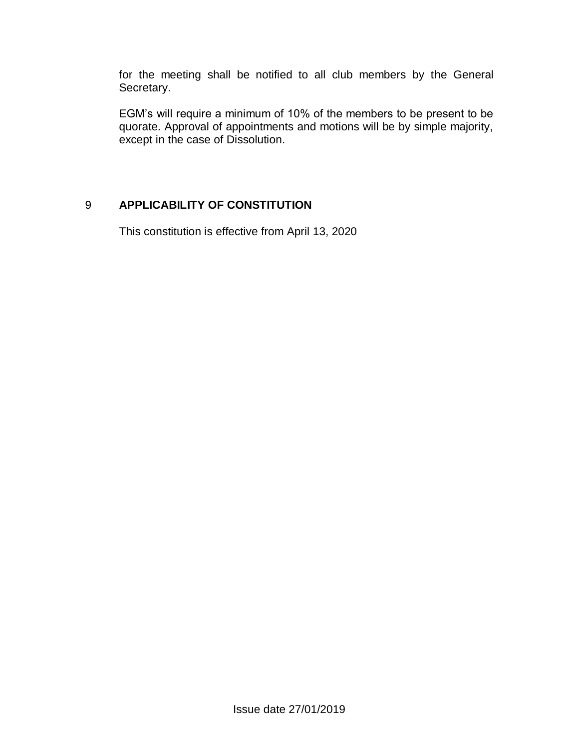for the meeting shall be notified to all club members by the General Secretary.

EGM's will require a minimum of 10% of the members to be present to be quorate. Approval of appointments and motions will be by simple majority, except in the case of Dissolution.

## 9 APPLICABILITY OF CONSTITUTION

This constitution is effective from April 13, 2020

Issue date 27/01/2019